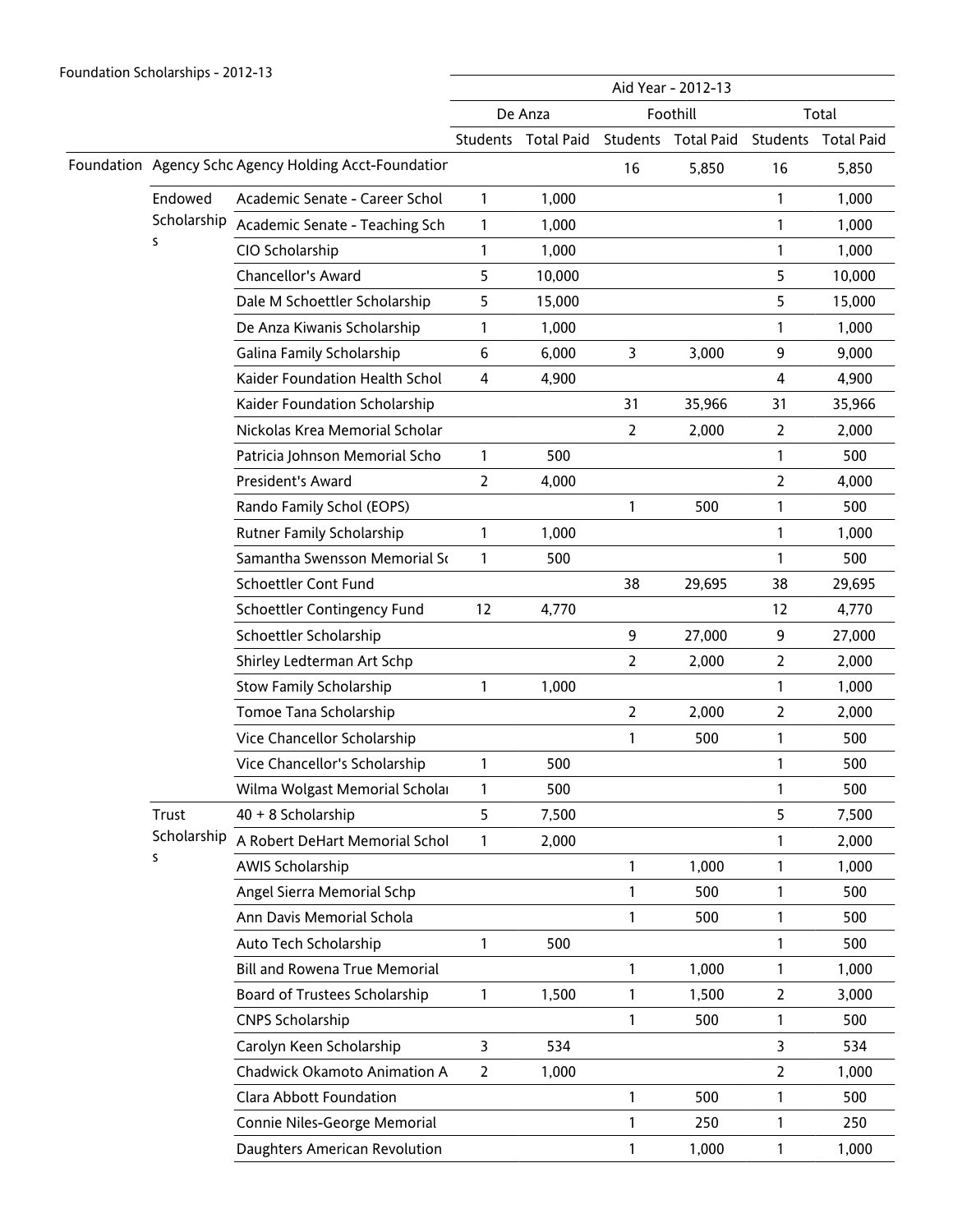Foundation Scholarships - 2012-13

| | | | Aid Year - 2012-13 | | | | | |
|---|---|---|---|---|---|---|---|---|
| | | | De Anza | | Foothill | | Total | |
| | | | Students | Total Paid | Students | Total Paid | Students | Total Paid |
| Foundation | Agency Schc | Agency Holding Acct-Foundatior | | | 16 | 5,850 | 16 | 5,850 |
| | Endowed Scholarships | Academic Senate - Career Schol | 1 | 1,000 | | | 1 | 1,000 |
| | | Academic Senate - Teaching Sch | 1 | 1,000 | | | 1 | 1,000 |
| | | CIO Scholarship | 1 | 1,000 | | | 1 | 1,000 |
| | | Chancellor's Award | 5 | 10,000 | | | 5 | 10,000 |
| | | Dale M Schoettler Scholarship | 5 | 15,000 | | | 5 | 15,000 |
| | | De Anza Kiwanis Scholarship | 1 | 1,000 | | | 1 | 1,000 |
| | | Galina Family Scholarship | 6 | 6,000 | 3 | 3,000 | 9 | 9,000 |
| | | Kaider Foundation Health Schol | 4 | 4,900 | | | 4 | 4,900 |
| | | Kaider Foundation Scholarship | | | 31 | 35,966 | 31 | 35,966 |
| | | Nickolas Krea Memorial Scholar | | | 2 | 2,000 | 2 | 2,000 |
| | | Patricia Johnson Memorial Scho | 1 | 500 | | | 1 | 500 |
| | | President's Award | 2 | 4,000 | | | 2 | 4,000 |
| | | Rando Family Schol (EOPS) | | | 1 | 500 | 1 | 500 |
| | | Rutner Family Scholarship | 1 | 1,000 | | | 1 | 1,000 |
| | | Samantha Swensson Memorial Sc | 1 | 500 | | | 1 | 500 |
| | | Schoettler Cont Fund | | | 38 | 29,695 | 38 | 29,695 |
| | | Schoettler Contingency Fund | 12 | 4,770 | | | 12 | 4,770 |
| | | Schoettler Scholarship | | | 9 | 27,000 | 9 | 27,000 |
| | | Shirley Ledterman Art Schp | | | 2 | 2,000 | 2 | 2,000 |
| | | Stow Family Scholarship | 1 | 1,000 | | | 1 | 1,000 |
| | | Tomoe Tana Scholarship | | | 2 | 2,000 | 2 | 2,000 |
| | | Vice Chancellor Scholarship | | | 1 | 500 | 1 | 500 |
| | | Vice Chancellor's Scholarship | 1 | 500 | | | 1 | 500 |
| | | Wilma Wolgast Memorial Scholar | 1 | 500 | | | 1 | 500 |
| | Trust Scholarships | 40 + 8 Scholarship | 5 | 7,500 | | | 5 | 7,500 |
| | | A Robert DeHart Memorial Schol | 1 | 2,000 | | | 1 | 2,000 |
| | | AWIS Scholarship | | | 1 | 1,000 | 1 | 1,000 |
| | | Angel Sierra Memorial Schp | | | 1 | 500 | 1 | 500 |
| | | Ann Davis Memorial Schola | | | 1 | 500 | 1 | 500 |
| | | Auto Tech Scholarship | 1 | 500 | | | 1 | 500 |
| | | Bill and Rowena True Memorial | | | 1 | 1,000 | 1 | 1,000 |
| | | Board of Trustees Scholarship | 1 | 1,500 | 1 | 1,500 | 2 | 3,000 |
| | | CNPS Scholarship | | | 1 | 500 | 1 | 500 |
| | | Carolyn Keen Scholarship | 3 | 534 | | | 3 | 534 |
| | | Chadwick Okamoto Animation A | 2 | 1,000 | | | 2 | 1,000 |
| | | Clara Abbott Foundation | | | 1 | 500 | 1 | 500 |
| | | Connie Niles-George Memorial | | | 1 | 250 | 1 | 250 |
| | | Daughters American Revolution | | | 1 | 1,000 | 1 | 1,000 |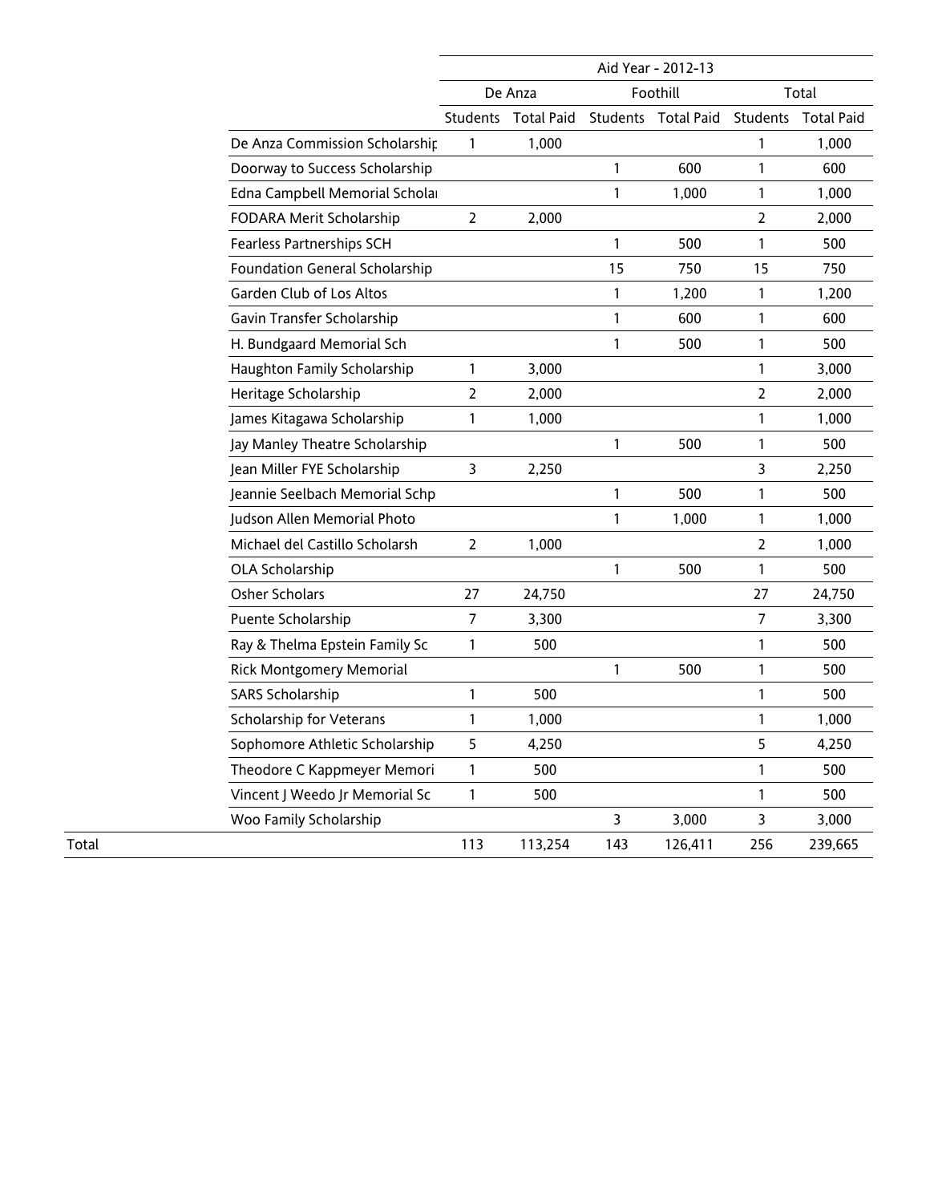| | | Aid Year - 2012-13 | | | | |
|---|---|---|---|---|---|---|
| | De Anza | | Foothill | | Total | |
| | Students | Total Paid | Students | Total Paid | Students | Total Paid |
| De Anza Commission Scholarshir | 1 | 1,000 | | | 1 | 1,000 |
| Doorway to Success Scholarship | | | 1 | 600 | 1 | 600 |
| Edna Campbell Memorial Scholai | | | 1 | 1,000 | 1 | 1,000 |
| FODARA Merit Scholarship | 2 | 2,000 | | | 2 | 2,000 |
| Fearless Partnerships SCH | | | 1 | 500 | 1 | 500 |
| Foundation General Scholarship | | | 15 | 750 | 15 | 750 |
| Garden Club of Los Altos | | | 1 | 1,200 | 1 | 1,200 |
| Gavin Transfer Scholarship | | | 1 | 600 | 1 | 600 |
| H. Bundgaard Memorial Sch | | | 1 | 500 | 1 | 500 |
| Haughton Family Scholarship | 1 | 3,000 | | | 1 | 3,000 |
| Heritage Scholarship | 2 | 2,000 | | | 2 | 2,000 |
| James Kitagawa Scholarship | 1 | 1,000 | | | 1 | 1,000 |
| Jay Manley Theatre Scholarship | | | 1 | 500 | 1 | 500 |
| Jean Miller FYE Scholarship | 3 | 2,250 | | | 3 | 2,250 |
| Jeannie Seelbach Memorial Schp | | | 1 | 500 | 1 | 500 |
| Judson Allen Memorial Photo | | | 1 | 1,000 | 1 | 1,000 |
| Michael del Castillo Scholarsh | 2 | 1,000 | | | 2 | 1,000 |
| OLA Scholarship | | | 1 | 500 | 1 | 500 |
| Osher Scholars | 27 | 24,750 | | | 27 | 24,750 |
| Puente Scholarship | 7 | 3,300 | | | 7 | 3,300 |
| Ray & Thelma Epstein Family Sc | 1 | 500 | | | 1 | 500 |
| Rick Montgomery Memorial | | | 1 | 500 | 1 | 500 |
| SARS Scholarship | 1 | 500 | | | 1 | 500 |
| Scholarship for Veterans | 1 | 1,000 | | | 1 | 1,000 |
| Sophomore Athletic Scholarship | 5 | 4,250 | | | 5 | 4,250 |
| Theodore C Kappmeyer Memori | 1 | 500 | | | 1 | 500 |
| Vincent J Weedo Jr Memorial Sc | 1 | 500 | | | 1 | 500 |
| Woo Family Scholarship | | | 3 | 3,000 | 3 | 3,000 |
| Total | 113 | 113,254 | 143 | 126,411 | 256 | 239,665 |